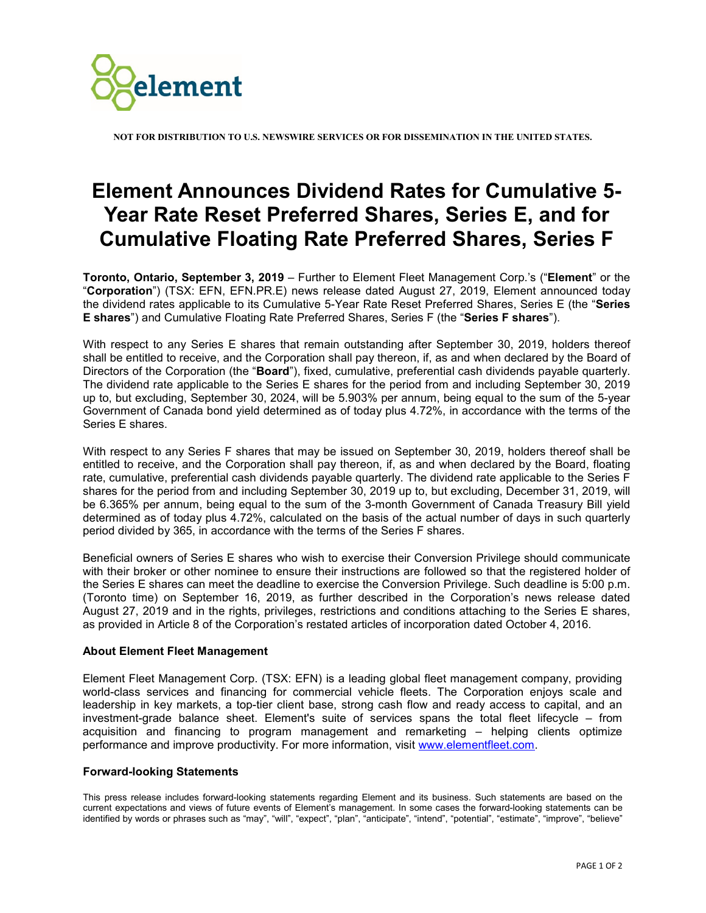NOT FOR DISTRIBUTION TO U.S. NEWSWIRE SERVICES OR FOR DISSEMINATION IN THE UNITED STATES.

# Element Announces Dividend Rates for Cumulative 5-Year Rate Reset Preferred Shares, Series E, and for Cumulative Floating Rate Preferred Shares, Series F

**Toronto, Ontario, September 3, 2019** – Further to Element Fleet Management Corp.'s ("**Element**" or the "**Corporation**") (TSX: EFN, EFN.PR.E) news release dated August 27, 2019, Element announced today the dividend rates applicable to its Cumulative 5-Year Rate Reset Preferred Shares, Series E (the "**Series E shares**") and Cumulative Floating Rate Preferred Shares, Series F (the "**Series F shares**").

With respect to any Series E shares that remain outstanding after September 30, 2019, holders thereof shall be entitled to receive, and the Corporation shall pay thereon, if, as and when declared by the Board of Directors of the Corporation (the "**Board**"), fixed, cumulative, preferential cash dividends payable quarterly. The dividend rate applicable to the Series E shares for the period from and including September 30, 2019 up to, but excluding, September 30, 2024, will be 5.903% per annum, being equal to the sum of the 5-year Government of Canada bond yield determined as of today plus 4.72%, in accordance with the terms of the Series E shares.

With respect to any Series F shares that may be issued on September 30, 2019, holders thereof shall be entitled to receive, and the Corporation shall pay thereon, if, as and when declared by the Board, floating rate, cumulative, preferential cash dividends payable quarterly. The dividend rate applicable to the Series F shares for the period from and including September 30, 2019 up to, but excluding, December 31, 2019, will be 6.365% per annum, being equal to the sum of the 3-month Government of Canada Treasury Bill yield determined as of today plus 4.72%, calculated on the basis of the actual number of days in such quarterly period divided by 365, in accordance with the terms of the Series F shares.

Beneficial owners of Series E shares who wish to exercise their Conversion Privilege should communicate with their broker or other nominee to ensure their instructions are followed so that the registered holder of the Series E shares can meet the deadline to exercise the Conversion Privilege. Such deadline is 5:00 p.m. (Toronto time) on September 16, 2019, as further described in the Corporation's news release dated August 27, 2019 and in the rights, privileges, restrictions and conditions attaching to the Series E shares, as provided in Article 8 of the Corporation's restated articles of incorporation dated October 4, 2016.

### About Element Fleet Management

Element Fleet Management Corp. (TSX: EFN) is a leading global fleet management company, providing world-class services and financing for commercial vehicle fleets. The Corporation enjoys scale and leadership in key markets, a top-tier client base, strong cash flow and ready access to capital, and an investment-grade balance sheet. Element's suite of services spans the total fleet lifecycle – from acquisition and financing to program management and remarketing – helping clients optimize performance and improve productivity. For more information, visit www.elementfleet.com.

### Forward-looking Statements

This press release includes forward-looking statements regarding Element and its business. Such statements are based on the current expectations and views of future events of Element's management. In some cases the forward-looking statements can be identified by words or phrases such as "may", "will", "expect", "plan", "anticipate", "intend", "potential", "estimate", "improve", "believe"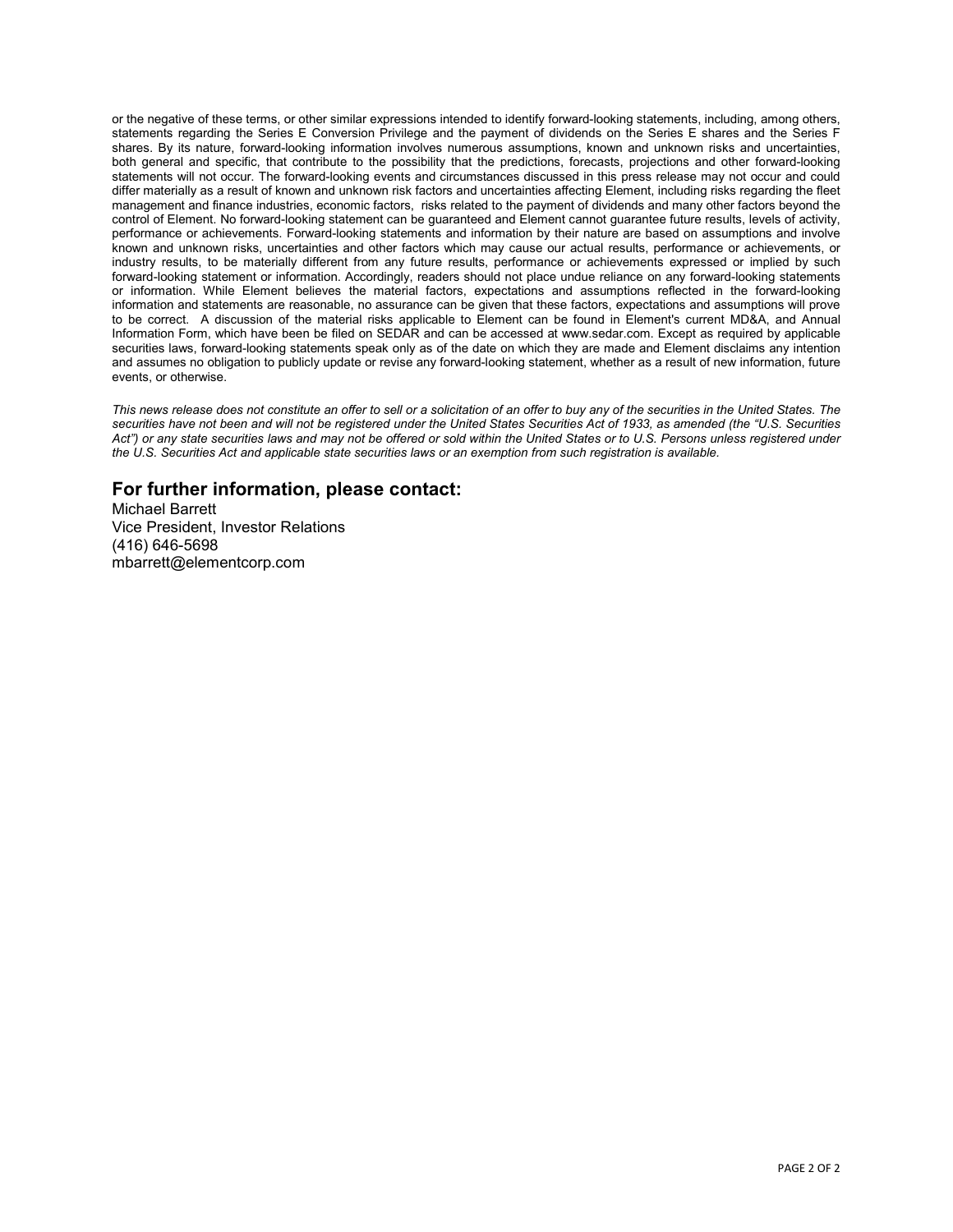or the negative of these terms, or other similar expressions intended to identify forward-looking statements, including, among others, statements regarding the Series E Conversion Privilege and the payment of dividends on the Series E shares and the Series F shares. By its nature, forward-looking information involves numerous assumptions, known and unknown risks and uncertainties, both general and specific, that contribute to the possibility that the predictions, forecasts, projections and other forward-looking statements will not occur. The forward-looking events and circumstances discussed in this press release may not occur and could differ materially as a result of known and unknown risk factors and uncertainties affecting Element, including risks regarding the fleet management and finance industries, economic factors, risks related to the payment of dividends and many other factors beyond the control of Element. No forward-looking statement can be guaranteed and Element cannot guarantee future results, levels of activity, performance or achievements. Forward-looking statements and information by their nature are based on assumptions and involve known and unknown risks, uncertainties and other factors which may cause our actual results, performance or achievements, or industry results, to be materially different from any future results, performance or achievements expressed or implied by such forward-looking statement or information. Accordingly, readers should not place undue reliance on any forward-looking statements or information. While Element believes the material factors, expectations and assumptions reflected in the forward-looking information and statements are reasonable, no assurance can be given that these factors, expectations and assumptions will prove to be correct. A discussion of the material risks applicable to Element can be found in Element's current MD&A, and Annual Information Form, which have been be filed on SEDAR and can be accessed at www.sedar.com. Except as required by applicable securities laws, forward-looking statements speak only as of the date on which they are made and Element disclaims any intention and assumes no obligation to publicly update or revise any forward-looking statement, whether as a result of new information, future events, or otherwise.

*This news release does not constitute an offer to sell or a solicitation of an offer to buy any of the securities in the United States. The securities have not been and will not be registered under the United States Securities Act of 1933, as amended (the "U.S. Securities Act") or any state securities laws and may not be offered or sold within the United States or to U.S. Persons unless registered under the U.S. Securities Act and applicable state securities laws or an exemption from such registration is available.*

## For further information, please contact:

Michael Barrett
Vice President, Investor Relations
(416) 646-5698
mbarrett@elementcorp.com